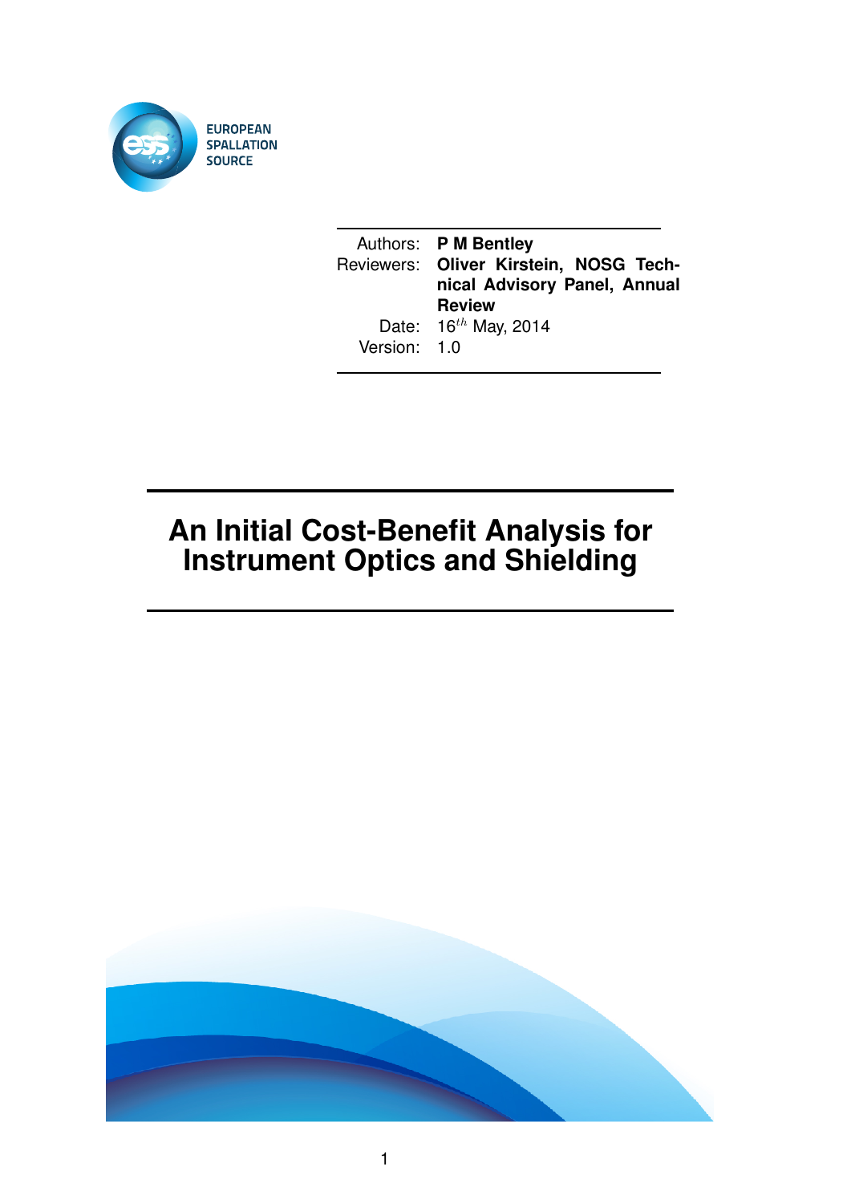EUROPEAN SPALLATION SOURCE

| | |
|---|---|
| Authors: | **P M Bentley** |
| Reviewers: | **Oliver Kirstein, NOSG Technical Advisory Panel, Annual Review** |
| Date: | $16^{th}$ May, 2014 |
| Version: | 1.0 |

# An Initial Cost-Benefit Analysis for Instrument Optics and Shielding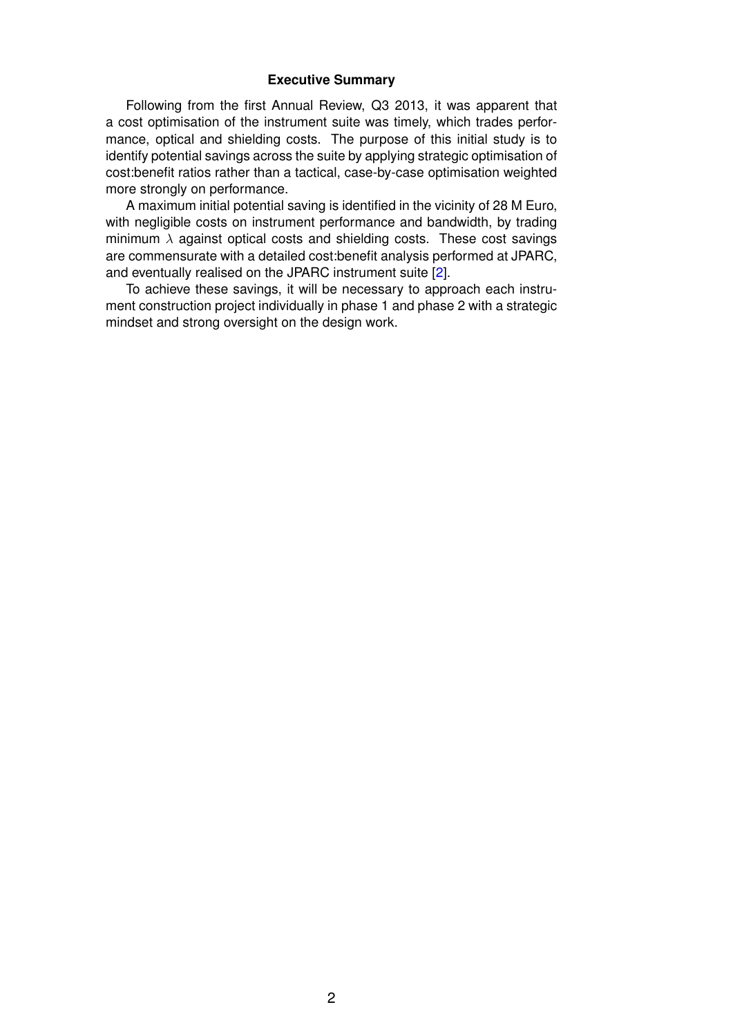## Executive Summary

Following from the first Annual Review, Q3 2013, it was apparent that a cost optimisation of the instrument suite was timely, which trades performance, optical and shielding costs. The purpose of this initial study is to identify potential savings across the suite by applying strategic optimisation of cost:benefit ratios rather than a tactical, case-by-case optimisation weighted more strongly on performance.

A maximum initial potential saving is identified in the vicinity of 28 M Euro, with negligible costs on instrument performance and bandwidth, by trading minimum $\lambda$ against optical costs and shielding costs. These cost savings are commensurate with a detailed cost:benefit analysis performed at JPARC, and eventually realised on the JPARC instrument suite [2].

To achieve these savings, it will be necessary to approach each instrument construction project individually in phase 1 and phase 2 with a strategic mindset and strong oversight on the design work.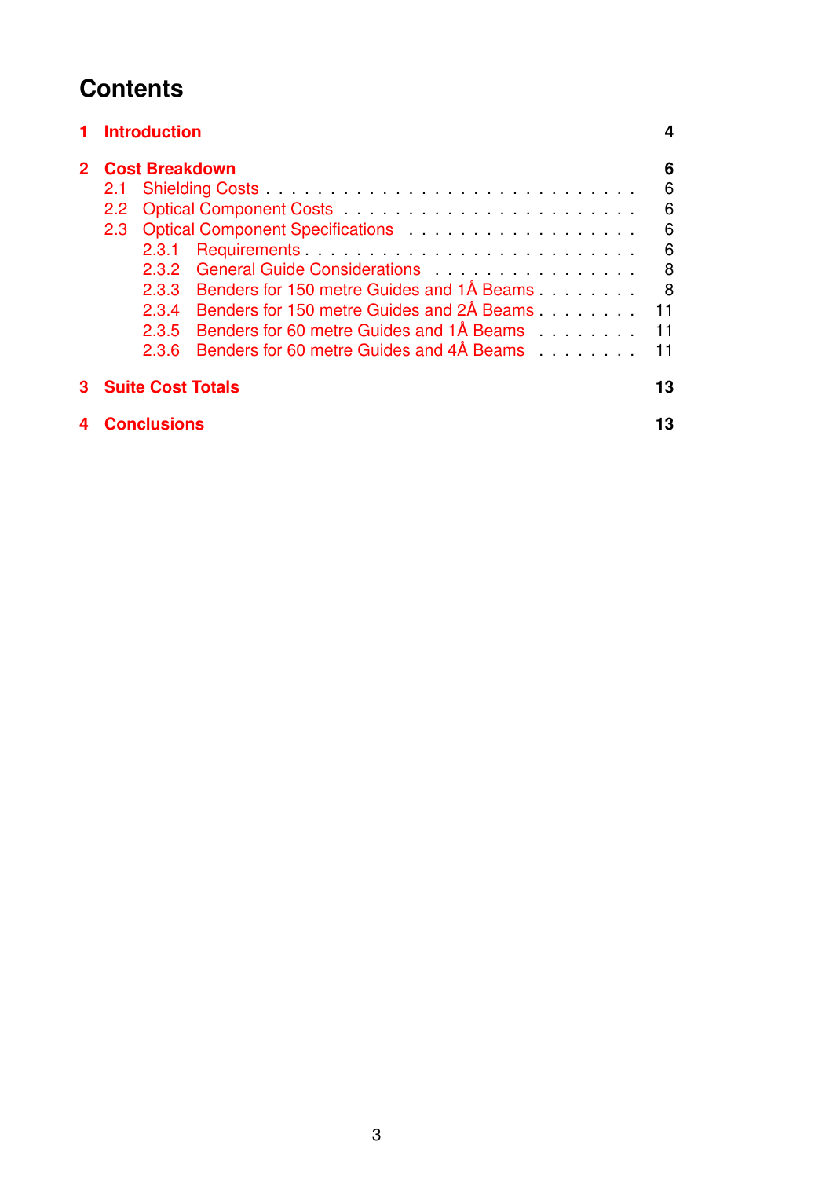# Contents

1 Introduction 4

2 Cost Breakdown 6
- 2.1 Shielding Costs 6
- 2.2 Optical Component Costs 6
- 2.3 Optical Component Specifications 6
  - 2.3.1 Requirements 6
  - 2.3.2 General Guide Considerations 8
  - 2.3.3 Benders for 150 metre Guides and 1Å Beams 8
  - 2.3.4 Benders for 150 metre Guides and 2Å Beams 11
  - 2.3.5 Benders for 60 metre Guides and 1Å Beams 11
  - 2.3.6 Benders for 60 metre Guides and 4Å Beams 11

3 Suite Cost Totals 13

4 Conclusions 13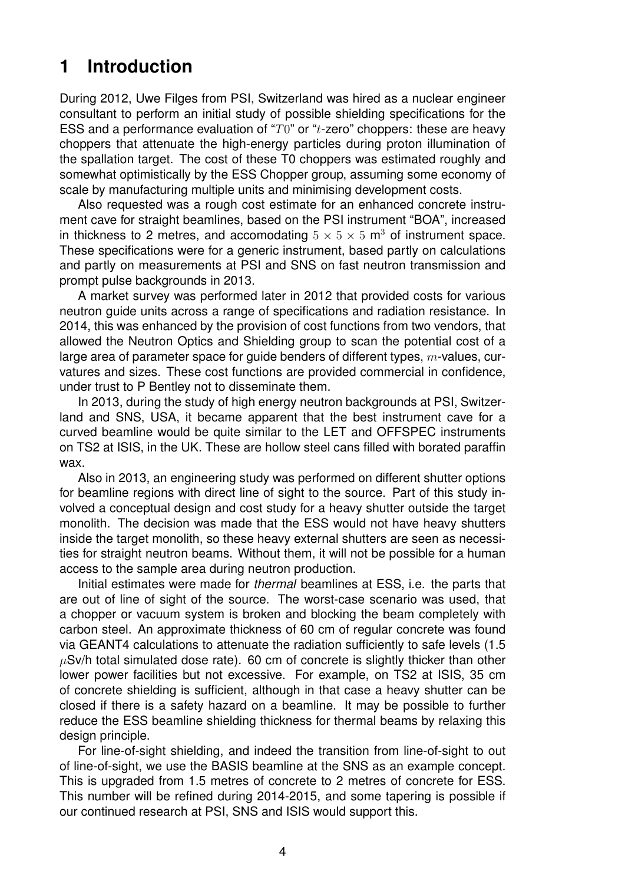# 1 Introduction

During 2012, Uwe Filges from PSI, Switzerland was hired as a nuclear engineer consultant to perform an initial study of possible shielding specifications for the ESS and a performance evaluation of "$T0$" or "$t$-zero" choppers: these are heavy choppers that attenuate the high-energy particles during proton illumination of the spallation target. The cost of these T0 choppers was estimated roughly and somewhat optimistically by the ESS Chopper group, assuming some economy of scale by manufacturing multiple units and minimising development costs.

Also requested was a rough cost estimate for an enhanced concrete instrument cave for straight beamlines, based on the PSI instrument "BOA", increased in thickness to 2 metres, and accomodating $5 \times 5 \times 5$ m$^3$ of instrument space. These specifications were for a generic instrument, based partly on calculations and partly on measurements at PSI and SNS on fast neutron transmission and prompt pulse backgrounds in 2013.

A market survey was performed later in 2012 that provided costs for various neutron guide units across a range of specifications and radiation resistance. In 2014, this was enhanced by the provision of cost functions from two vendors, that allowed the Neutron Optics and Shielding group to scan the potential cost of a large area of parameter space for guide benders of different types, $m$-values, curvatures and sizes. These cost functions are provided commercial in confidence, under trust to P Bentley not to disseminate them.

In 2013, during the study of high energy neutron backgrounds at PSI, Switzerland and SNS, USA, it became apparent that the best instrument cave for a curved beamline would be quite similar to the LET and OFFSPEC instruments on TS2 at ISIS, in the UK. These are hollow steel cans filled with borated paraffin wax.

Also in 2013, an engineering study was performed on different shutter options for beamline regions with direct line of sight to the source. Part of this study involved a conceptual design and cost study for a heavy shutter outside the target monolith. The decision was made that the ESS would not have heavy shutters inside the target monolith, so these heavy external shutters are seen as necessities for straight neutron beams. Without them, it will not be possible for a human access to the sample area during neutron production.

Initial estimates were made for *thermal* beamlines at ESS, i.e. the parts that are out of line of sight of the source. The worst-case scenario was used, that a chopper or vacuum system is broken and blocking the beam completely with carbon steel. An approximate thickness of 60 cm of regular concrete was found via GEANT4 calculations to attenuate the radiation sufficiently to safe levels (1.5 $\mu$Sv/h total simulated dose rate). 60 cm of concrete is slightly thicker than other lower power facilities but not excessive. For example, on TS2 at ISIS, 35 cm of concrete shielding is sufficient, although in that case a heavy shutter can be closed if there is a safety hazard on a beamline. It may be possible to further reduce the ESS beamline shielding thickness for thermal beams by relaxing this design principle.

For line-of-sight shielding, and indeed the transition from line-of-sight to out of line-of-sight, we use the BASIS beamline at the SNS as an example concept. This is upgraded from 1.5 metres of concrete to 2 metres of concrete for ESS. This number will be refined during 2014-2015, and some tapering is possible if our continued research at PSI, SNS and ISIS would support this.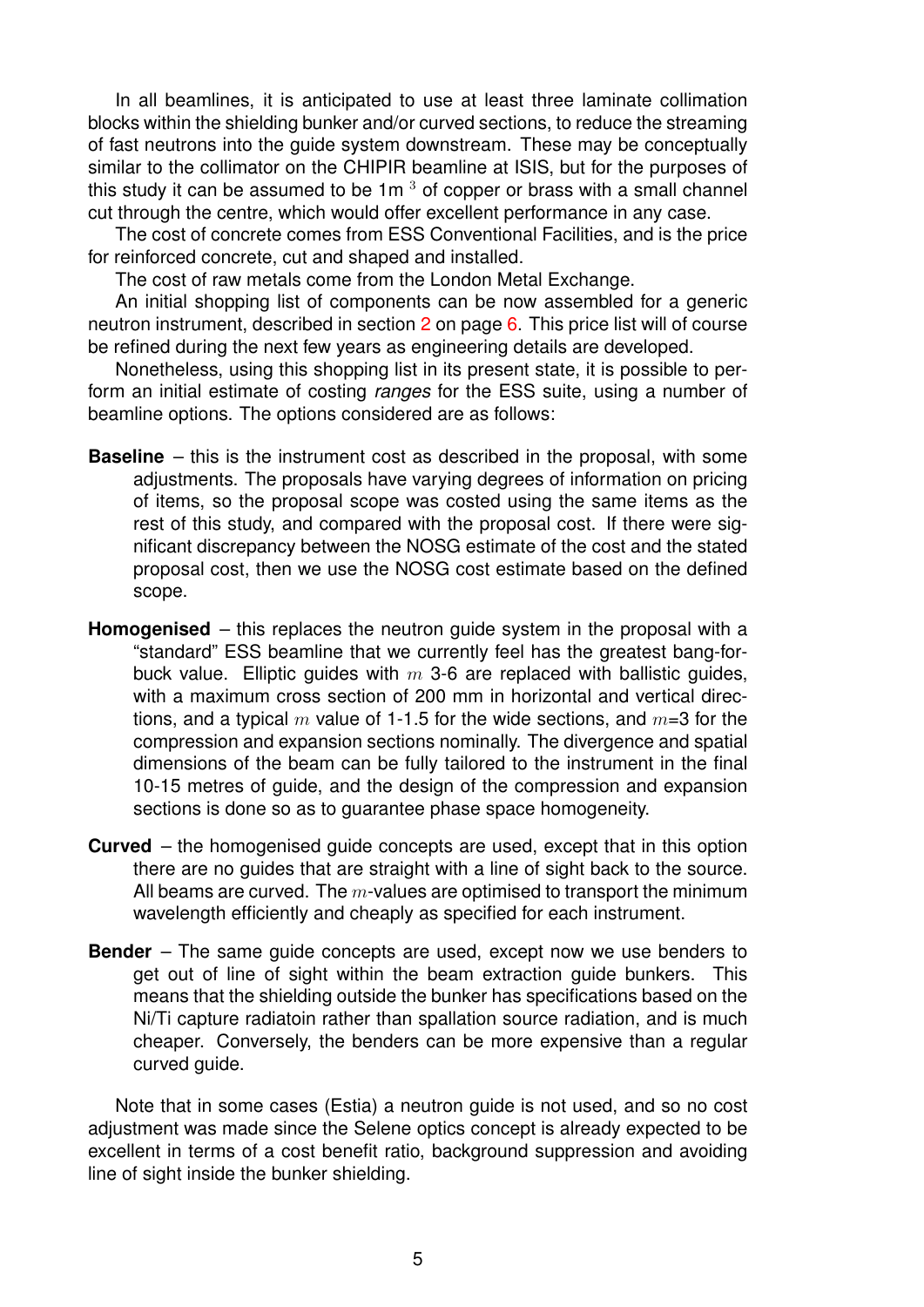In all beamlines, it is anticipated to use at least three laminate collimation blocks within the shielding bunker and/or curved sections, to reduce the streaming of fast neutrons into the guide system downstream. These may be conceptually similar to the collimator on the CHIPIR beamline at ISIS, but for the purposes of this study it can be assumed to be 1m $^3$ of copper or brass with a small channel cut through the centre, which would offer excellent performance in any case.

The cost of concrete comes from ESS Conventional Facilities, and is the price for reinforced concrete, cut and shaped and installed.

The cost of raw metals come from the London Metal Exchange.

An initial shopping list of components can be now assembled for a generic neutron instrument, described in section 2 on page 6. This price list will of course be refined during the next few years as engineering details are developed.

Nonetheless, using this shopping list in its present state, it is possible to perform an initial estimate of costing *ranges* for the ESS suite, using a number of beamline options. The options considered are as follows:

**Baseline** – this is the instrument cost as described in the proposal, with some adjustments. The proposals have varying degrees of information on pricing of items, so the proposal scope was costed using the same items as the rest of this study, and compared with the proposal cost. If there were significant discrepancy between the NOSG estimate of the cost and the stated proposal cost, then we use the NOSG cost estimate based on the defined scope.

**Homogenised** – this replaces the neutron guide system in the proposal with a "standard" ESS beamline that we currently feel has the greatest bang-for-buck value. Elliptic guides with $m$ 3-6 are replaced with ballistic guides, with a maximum cross section of 200 mm in horizontal and vertical directions, and a typical $m$ value of 1-1.5 for the wide sections, and $m$=3 for the compression and expansion sections nominally. The divergence and spatial dimensions of the beam can be fully tailored to the instrument in the final 10-15 metres of guide, and the design of the compression and expansion sections is done so as to guarantee phase space homogeneity.

**Curved** – the homogenised guide concepts are used, except that in this option there are no guides that are straight with a line of sight back to the source. All beams are curved. The $m$-values are optimised to transport the minimum wavelength efficiently and cheaply as specified for each instrument.

**Bender** – The same guide concepts are used, except now we use benders to get out of line of sight within the beam extraction guide bunkers. This means that the shielding outside the bunker has specifications based on the Ni/Ti capture radiatoin rather than spallation source radiation, and is much cheaper. Conversely, the benders can be more expensive than a regular curved guide.

Note that in some cases (Estia) a neutron guide is not used, and so no cost adjustment was made since the Selene optics concept is already expected to be excellent in terms of a cost benefit ratio, background suppression and avoiding line of sight inside the bunker shielding.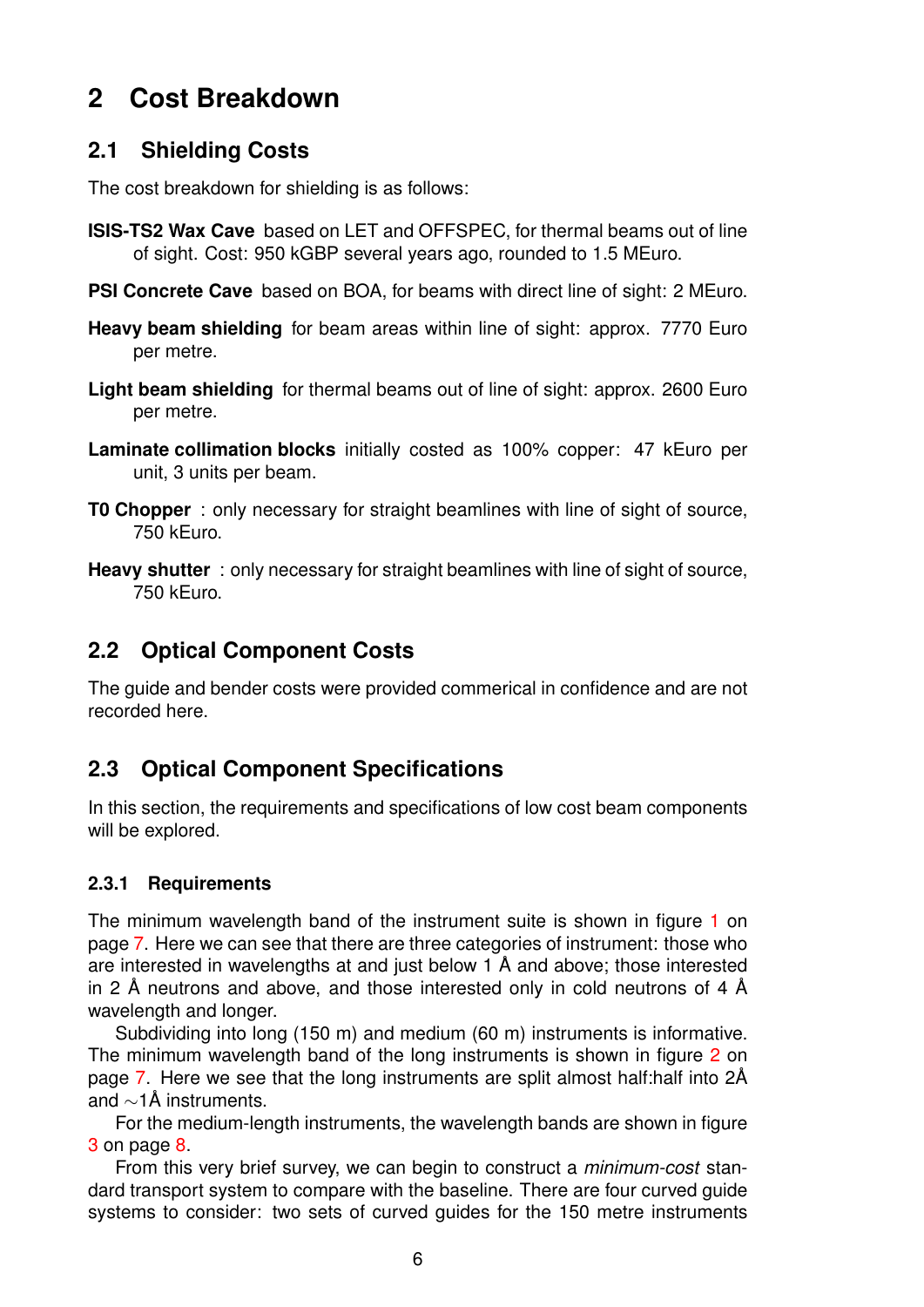# 2 Cost Breakdown

## 2.1 Shielding Costs

The cost breakdown for shielding is as follows:

**ISIS-TS2 Wax Cave** based on LET and OFFSPEC, for thermal beams out of line of sight. Cost: 950 kGBP several years ago, rounded to 1.5 MEuro.

**PSI Concrete Cave** based on BOA, for beams with direct line of sight: 2 MEuro.

**Heavy beam shielding** for beam areas within line of sight: approx. 7770 Euro per metre.

**Light beam shielding** for thermal beams out of line of sight: approx. 2600 Euro per metre.

**Laminate collimation blocks** initially costed as 100% copper: 47 kEuro per unit, 3 units per beam.

**T0 Chopper** : only necessary for straight beamlines with line of sight of source, 750 kEuro.

**Heavy shutter** : only necessary for straight beamlines with line of sight of source, 750 kEuro.

## 2.2 Optical Component Costs

The guide and bender costs were provided commerical in confidence and are not recorded here.

## 2.3 Optical Component Specifications

In this section, the requirements and specifications of low cost beam components will be explored.

### 2.3.1 Requirements

The minimum wavelength band of the instrument suite is shown in figure 1 on page 7. Here we can see that there are three categories of instrument: those who are interested in wavelengths at and just below 1 Å and above; those interested in 2 Å neutrons and above, and those interested only in cold neutrons of 4 Å wavelength and longer.

Subdividing into long (150 m) and medium (60 m) instruments is informative. The minimum wavelength band of the long instruments is shown in figure 2 on page 7. Here we see that the long instruments are split almost half:half into 2Å and ∼1Å instruments.

For the medium-length instruments, the wavelength bands are shown in figure 3 on page 8.

From this very brief survey, we can begin to construct a *minimum-cost* standard transport system to compare with the baseline. There are four curved guide systems to consider: two sets of curved guides for the 150 metre instruments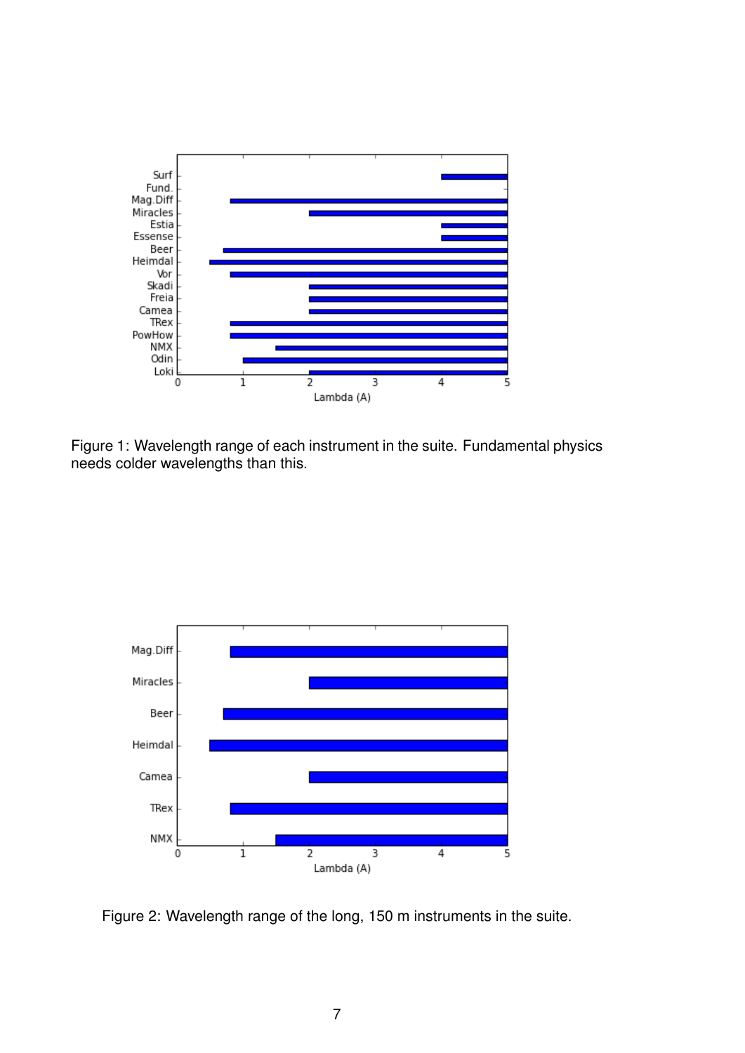Figure 1: Wavelength range of each instrument in the suite. Fundamental physics needs colder wavelengths than this.

Figure 2: Wavelength range of the long, 150 m instruments in the suite.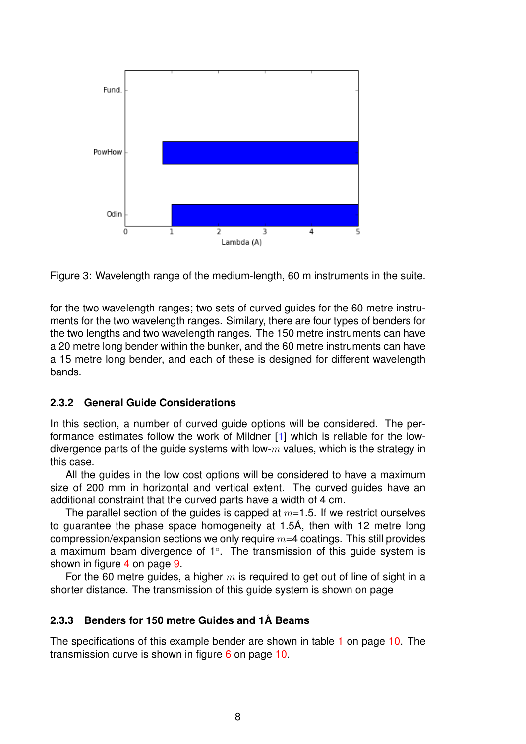Figure 3: Wavelength range of the medium-length, 60 m instruments in the suite.

for the two wavelength ranges; two sets of curved guides for the 60 metre instruments for the two wavelength ranges. Similary, there are four types of benders for the two lengths and two wavelength ranges. The 150 metre instruments can have a 20 metre long bender within the bunker, and the 60 metre instruments can have a 15 metre long bender, and each of these is designed for different wavelength bands.

### 2.3.2 General Guide Considerations

In this section, a number of curved guide options will be considered. The performance estimates follow the work of Mildner [1] which is reliable for the low-divergence parts of the guide systems with low-$m$ values, which is the strategy in this case.

All the guides in the low cost options will be considered to have a maximum size of 200 mm in horizontal and vertical extent. The curved guides have an additional constraint that the curved parts have a width of 4 cm.

The parallel section of the guides is capped at $m$=1.5. If we restrict ourselves to guarantee the phase space homogeneity at 1.5Å, then with 12 metre long compression/expansion sections we only require $m$=4 coatings. This still provides a maximum beam divergence of 1°. The transmission of this guide system is shown in figure 4 on page 9.

For the 60 metre guides, a higher $m$ is required to get out of line of sight in a shorter distance. The transmission of this guide system is shown on page

### 2.3.3 Benders for 150 metre Guides and 1Å Beams

The specifications of this example bender are shown in table 1 on page 10. The transmission curve is shown in figure 6 on page 10.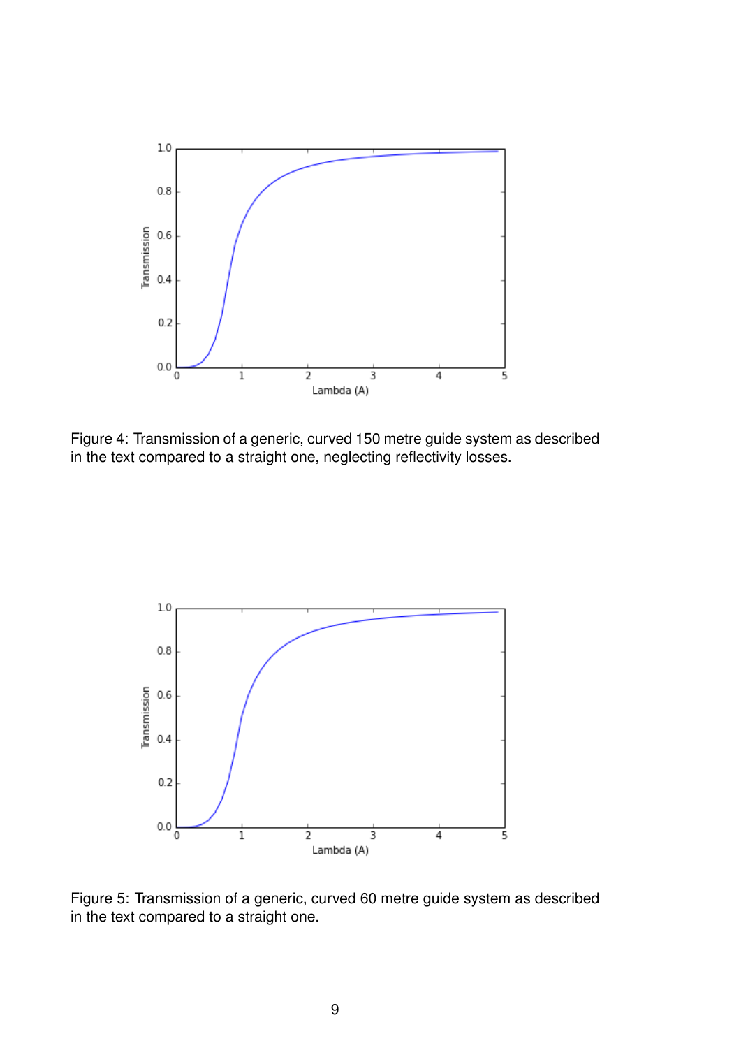Figure 4: Transmission of a generic, curved 150 metre guide system as described in the text compared to a straight one, neglecting reflectivity losses.

Figure 5: Transmission of a generic, curved 60 metre guide system as described in the text compared to a straight one.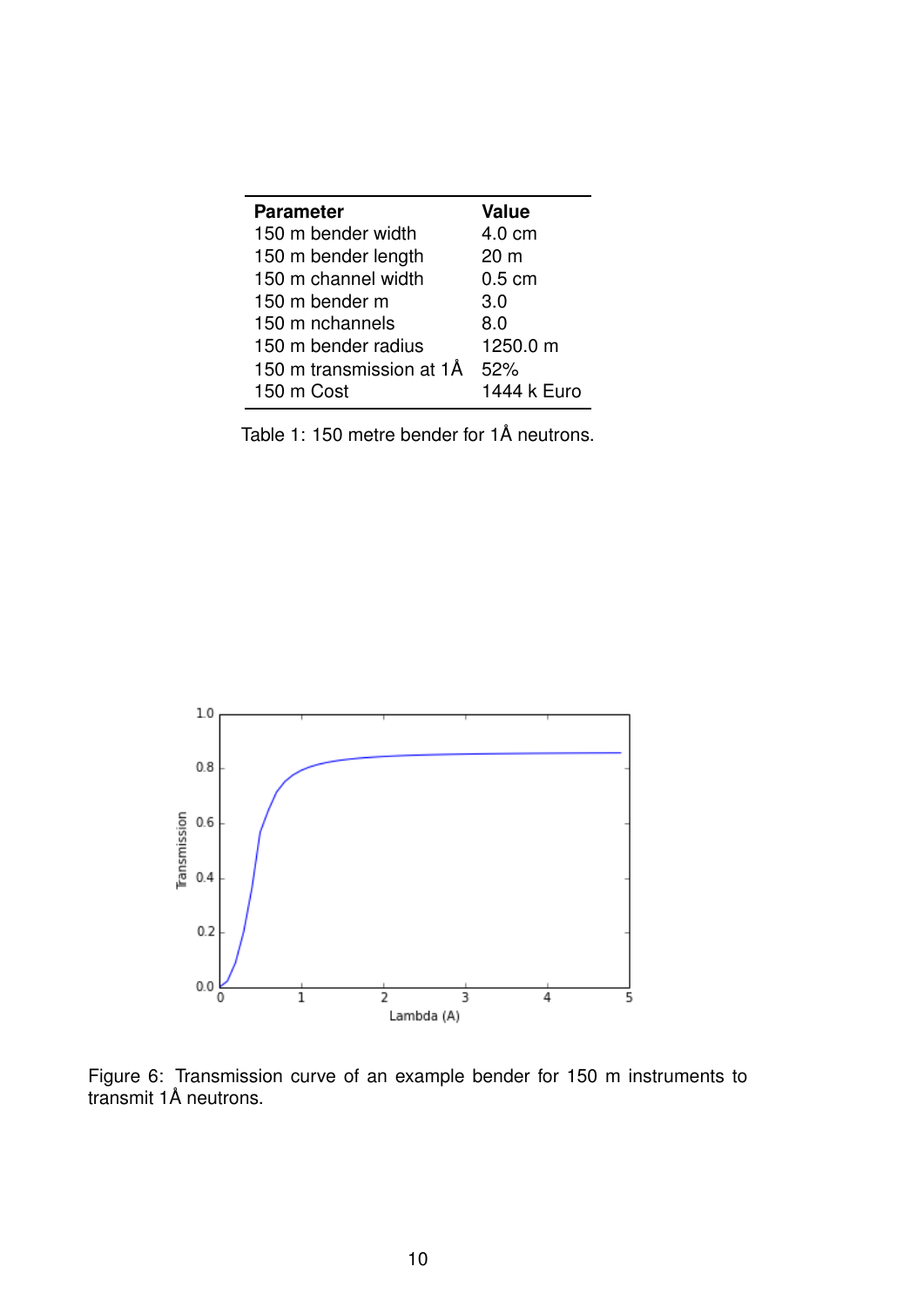| Parameter | Value |
|---|---|
| 150 m bender width | 4.0 cm |
| 150 m bender length | 20 m |
| 150 m channel width | 0.5 cm |
| 150 m bender m | 3.0 |
| 150 m nchannels | 8.0 |
| 150 m bender radius | 1250.0 m |
| 150 m transmission at 1Å | 52% |
| 150 m Cost | 1444 k Euro |

Table 1: 150 metre bender for 1Å neutrons.

Figure 6: Transmission curve of an example bender for 150 m instruments to transmit 1Å neutrons.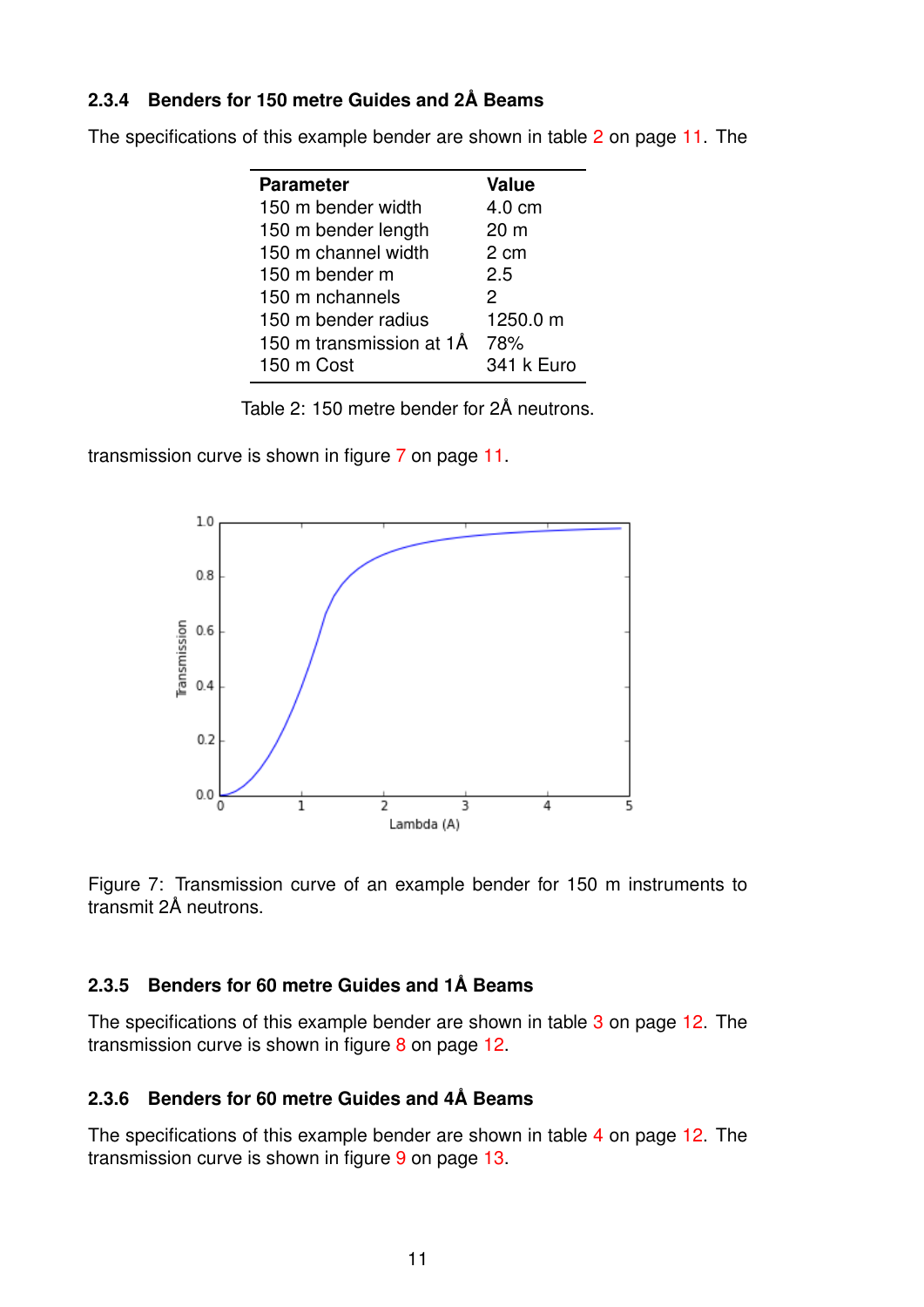### 2.3.4 Benders for 150 metre Guides and 2Å Beams

The specifications of this example bender are shown in table 2 on page 11. The

| Parameter | Value |
|---|---|
| 150 m bender width | 4.0 cm |
| 150 m bender length | 20 m |
| 150 m channel width | 2 cm |
| 150 m bender m | 2.5 |
| 150 m nchannels | 2 |
| 150 m bender radius | 1250.0 m |
| 150 m transmission at 1Å | 78% |
| 150 m Cost | 341 k Euro |

Table 2: 150 metre bender for 2Å neutrons.

transmission curve is shown in figure 7 on page 11.

Figure 7: Transmission curve of an example bender for 150 m instruments to transmit 2Å neutrons.

### 2.3.5 Benders for 60 metre Guides and 1Å Beams

The specifications of this example bender are shown in table 3 on page 12. The transmission curve is shown in figure 8 on page 12.

### 2.3.6 Benders for 60 metre Guides and 4Å Beams

The specifications of this example bender are shown in table 4 on page 12. The transmission curve is shown in figure 9 on page 13.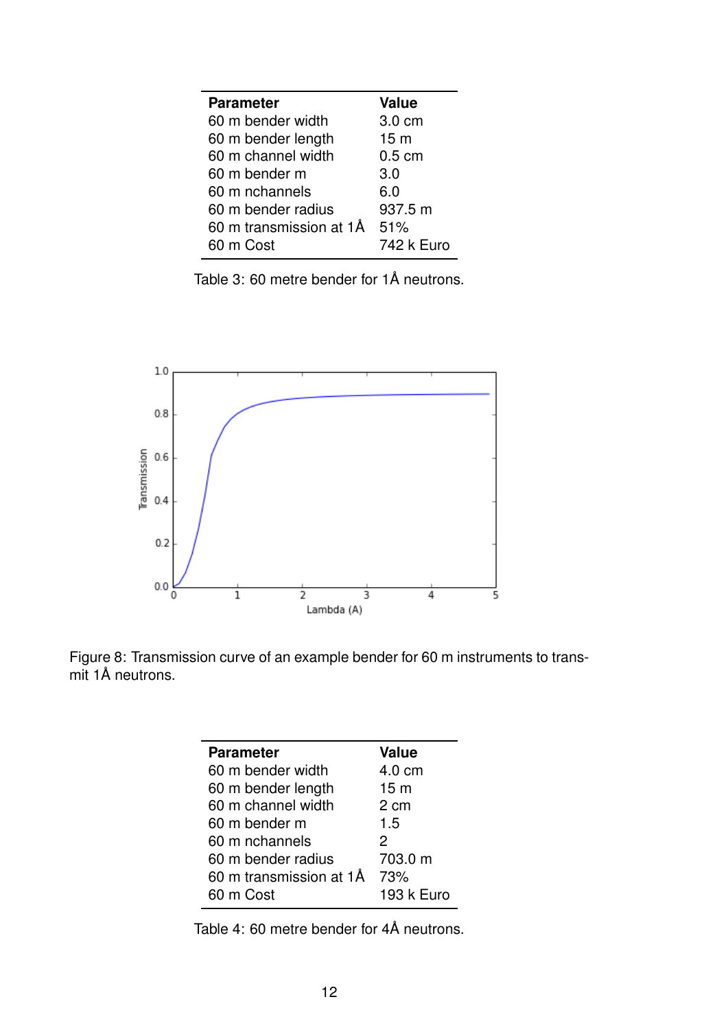| Parameter | Value |
|---|---|
| 60 m bender width | 3.0 cm |
| 60 m bender length | 15 m |
| 60 m channel width | 0.5 cm |
| 60 m bender m | 3.0 |
| 60 m nchannels | 6.0 |
| 60 m bender radius | 937.5 m |
| 60 m transmission at 1Å | 51% |
| 60 m Cost | 742 k Euro |

Table 3: 60 metre bender for 1Å neutrons.

Figure 8: Transmission curve of an example bender for 60 m instruments to transmit 1Å neutrons.

| Parameter | Value |
|---|---|
| 60 m bender width | 4.0 cm |
| 60 m bender length | 15 m |
| 60 m channel width | 2 cm |
| 60 m bender m | 1.5 |
| 60 m nchannels | 2 |
| 60 m bender radius | 703.0 m |
| 60 m transmission at 1Å | 73% |
| 60 m Cost | 193 k Euro |

Table 4: 60 metre bender for 4Å neutrons.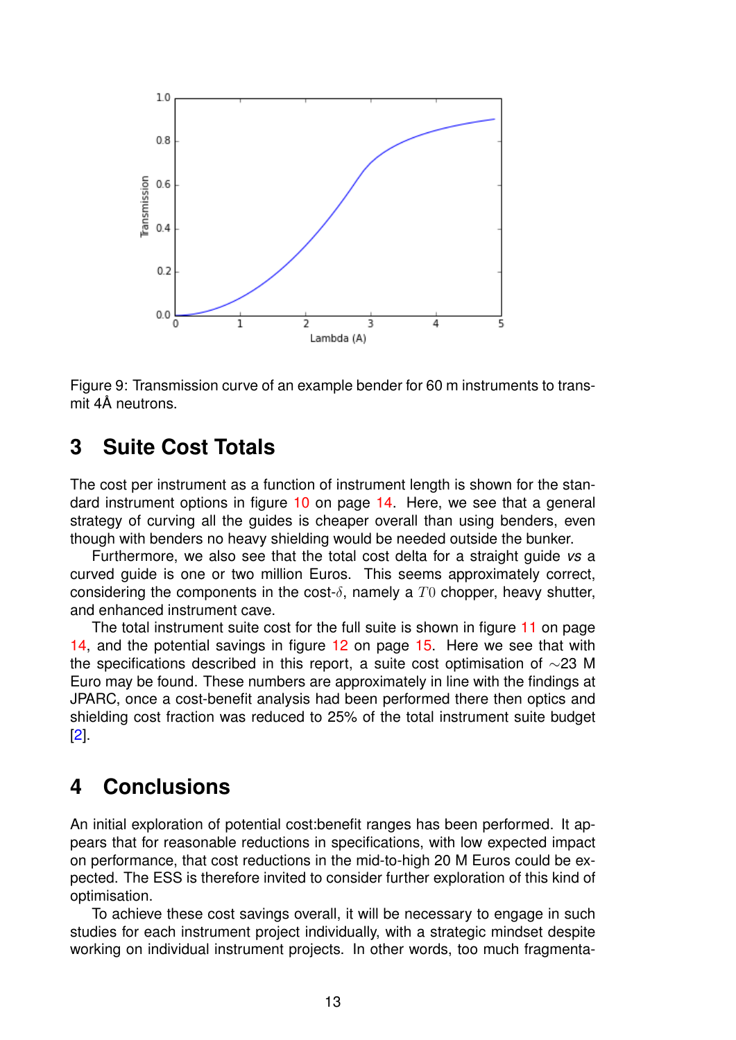Figure 9: Transmission curve of an example bender for 60 m instruments to transmit 4Å neutrons.

# 3 Suite Cost Totals

The cost per instrument as a function of instrument length is shown for the standard instrument options in figure 10 on page 14. Here, we see that a general strategy of curving all the guides is cheaper overall than using benders, even though with benders no heavy shielding would be needed outside the bunker.

Furthermore, we also see that the total cost delta for a straight guide *vs* a curved guide is one or two million Euros. This seems approximately correct, considering the components in the cost-$\delta$, namely a $T0$ chopper, heavy shutter, and enhanced instrument cave.

The total instrument suite cost for the full suite is shown in figure 11 on page 14, and the potential savings in figure 12 on page 15. Here we see that with the specifications described in this report, a suite cost optimisation of $\sim$23 M Euro may be found. These numbers are approximately in line with the findings at JPARC, once a cost-benefit analysis had been performed there then optics and shielding cost fraction was reduced to 25% of the total instrument suite budget [2].

# 4 Conclusions

An initial exploration of potential cost:benefit ranges has been performed. It appears that for reasonable reductions in specifications, with low expected impact on performance, that cost reductions in the mid-to-high 20 M Euros could be expected. The ESS is therefore invited to consider further exploration of this kind of optimisation.

To achieve these cost savings overall, it will be necessary to engage in such studies for each instrument project individually, with a strategic mindset despite working on individual instrument projects. In other words, too much fragmenta-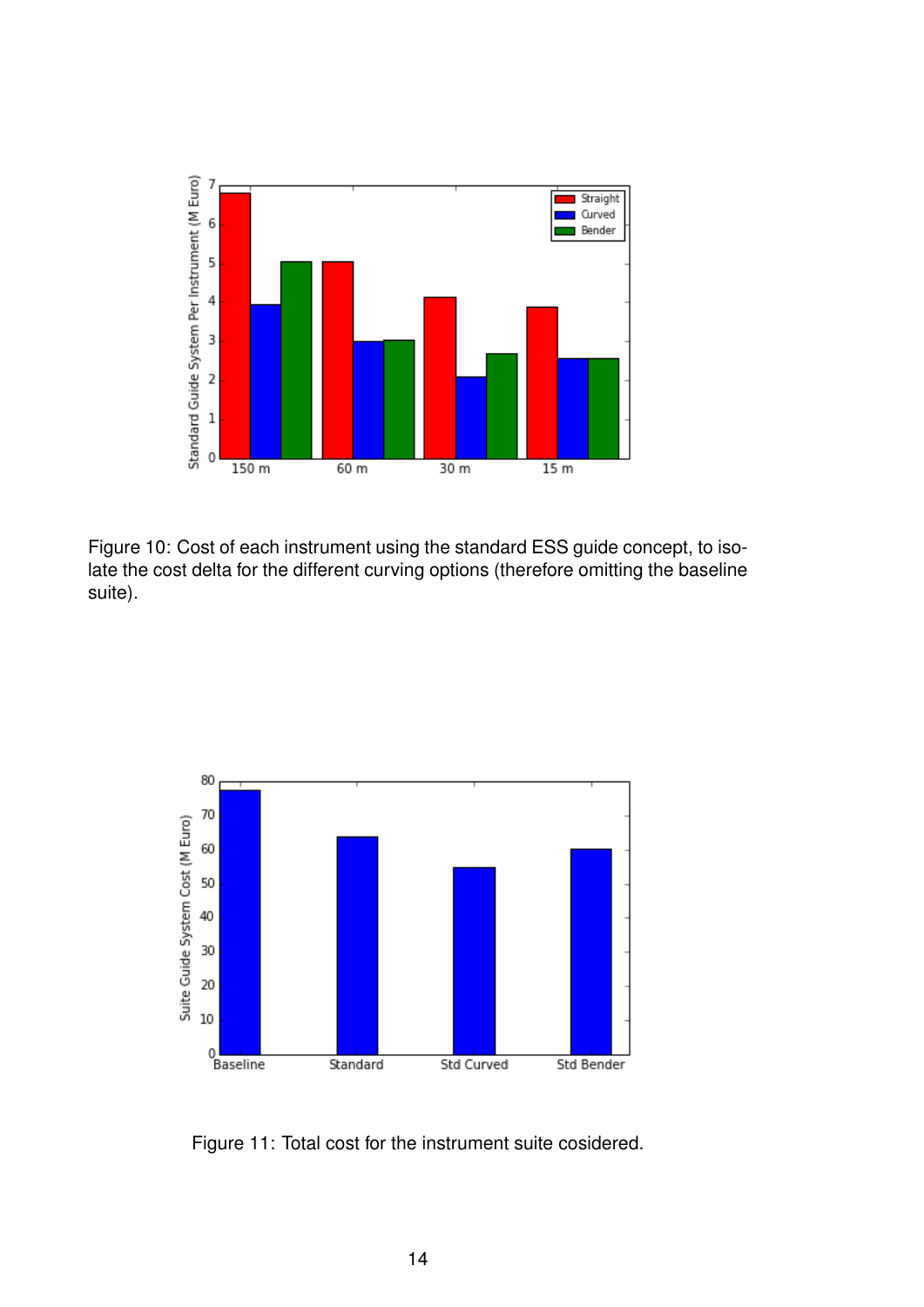Figure 10: Cost of each instrument using the standard ESS guide concept, to isolate the cost delta for the different curving options (therefore omitting the baseline suite).

Figure 11: Total cost for the instrument suite cosidered.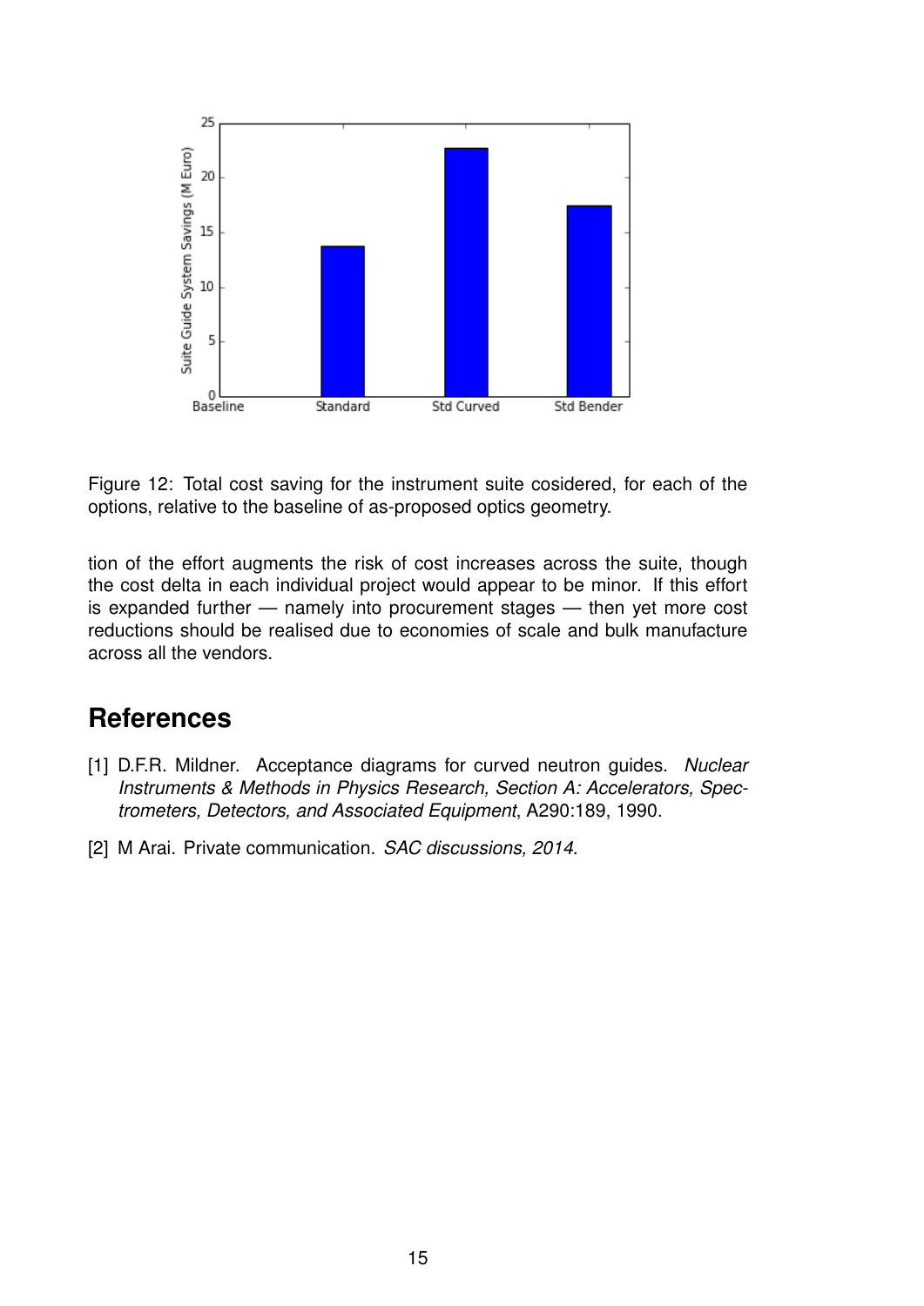25
20
15
10
5
0
Suite Guide System Savings (M Euro)
Baseline
Standard
Std Curved
Std Bender

Figure 12: Total cost saving for the instrument suite cosidered, for each of the options, relative to the baseline of as-proposed optics geometry.

tion of the effort augments the risk of cost increases across the suite, though the cost delta in each individual project would appear to be minor. If this effort is expanded further — namely into procurement stages — then yet more cost reductions should be realised due to economies of scale and bulk manufacture across all the vendors.

## References

[1] D.F.R. Mildner. Acceptance diagrams for curved neutron guides. *Nuclear Instruments & Methods in Physics Research, Section A: Accelerators, Spectrometers, Detectors, and Associated Equipment*, A290:189, 1990.

[2] M Arai. Private communication. *SAC discussions, 2014*.